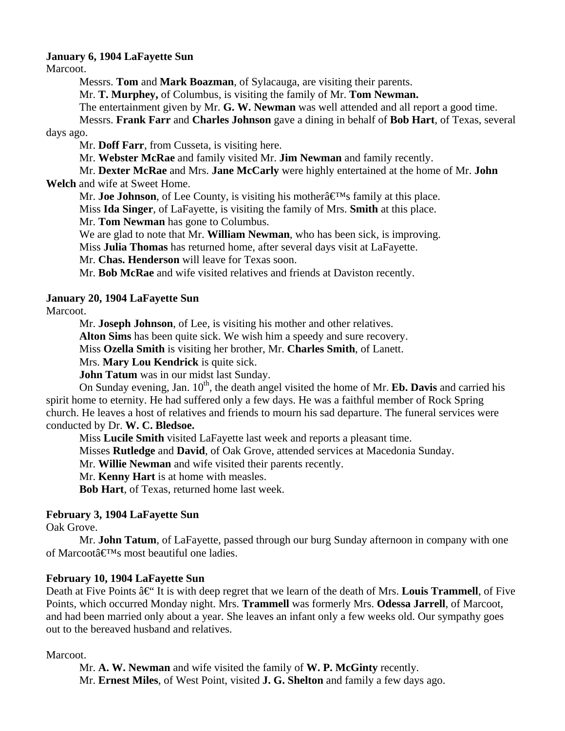**January 6, 1904 LaFayette Sun**

Marcoot.

Messrs. **Tom** and **Mark Boazman**, of Sylacauga, are visiting their parents.

Mr. **T. Murphey,** of Columbus, is visiting the family of Mr. **Tom Newman.**

The entertainment given by Mr. **G. W. Newman** was well attended and all report a good time.

Messrs. **Frank Farr** and **Charles Johnson** gave a dining in behalf of **Bob Hart**, of Texas, several days ago.

Mr. **Doff Farr**, from Cusseta, is visiting here.

Mr. **Webster McRae** and family visited Mr. **Jim Newman** and family recently.

Mr. **Dexter McRae** and Mrs. **Jane McCarly** were highly entertained at the home of Mr. **John Welch** and wife at Sweet Home.

Mr. **Joe Johnson**, of Lee County, is visiting his motherâ€™s family at this place.

Miss **Ida Singer**, of LaFayette, is visiting the family of Mrs. **Smith** at this place.

Mr. **Tom Newman** has gone to Columbus.

We are glad to note that Mr. **William Newman**, who has been sick, is improving.

Miss **Julia Thomas** has returned home, after several days visit at LaFayette.

Mr. **Chas. Henderson** will leave for Texas soon.

Mr. **Bob McRae** and wife visited relatives and friends at Daviston recently.

**January 20, 1904 LaFayette Sun**

Marcoot.

Mr. **Joseph Johnson**, of Lee, is visiting his mother and other relatives.

**Alton Sims** has been quite sick. We wish him a speedy and sure recovery.

Miss **Ozella Smith** is visiting her brother, Mr. **Charles Smith**, of Lanett.

Mrs. **Mary Lou Kendrick** is quite sick.

**John Tatum** was in our midst last Sunday.

On Sunday evening, Jan. 10th, the death angel visited the home of Mr. **Eb. Davis** and carried his spirit home to eternity. He had suffered only a few days. He was a faithful member of Rock Spring church. He leaves a host of relatives and friends to mourn his sad departure. The funeral services were conducted by Dr. **W. C. Bledsoe.**

Miss **Lucile Smith** visited LaFayette last week and reports a pleasant time.

Misses **Rutledge** and **David**, of Oak Grove, attended services at Macedonia Sunday.

Mr. **Willie Newman** and wife visited their parents recently.

Mr. **Kenny Hart** is at home with measles.

**Bob Hart**, of Texas, returned home last week.

**February 3, 1904 LaFayette Sun**

Oak Grove.

Mr. **John Tatum**, of LaFayette, passed through our burg Sunday afternoon in company with one of Marcootâ€™s most beautiful one ladies.

**February 10, 1904 LaFayette Sun**

Death at Five Points â€“ It is with deep regret that we learn of the death of Mrs. **Louis Trammell**, of Five Points, which occurred Monday night. Mrs. **Trammell** was formerly Mrs. **Odessa Jarrell**, of Marcoot, and had been married only about a year. She leaves an infant only a few weeks old. Our sympathy goes out to the bereaved husband and relatives.

Marcoot.

Mr. **A. W. Newman** and wife visited the family of **W. P. McGinty** recently.

Mr. **Ernest Miles**, of West Point, visited **J. G. Shelton** and family a few days ago.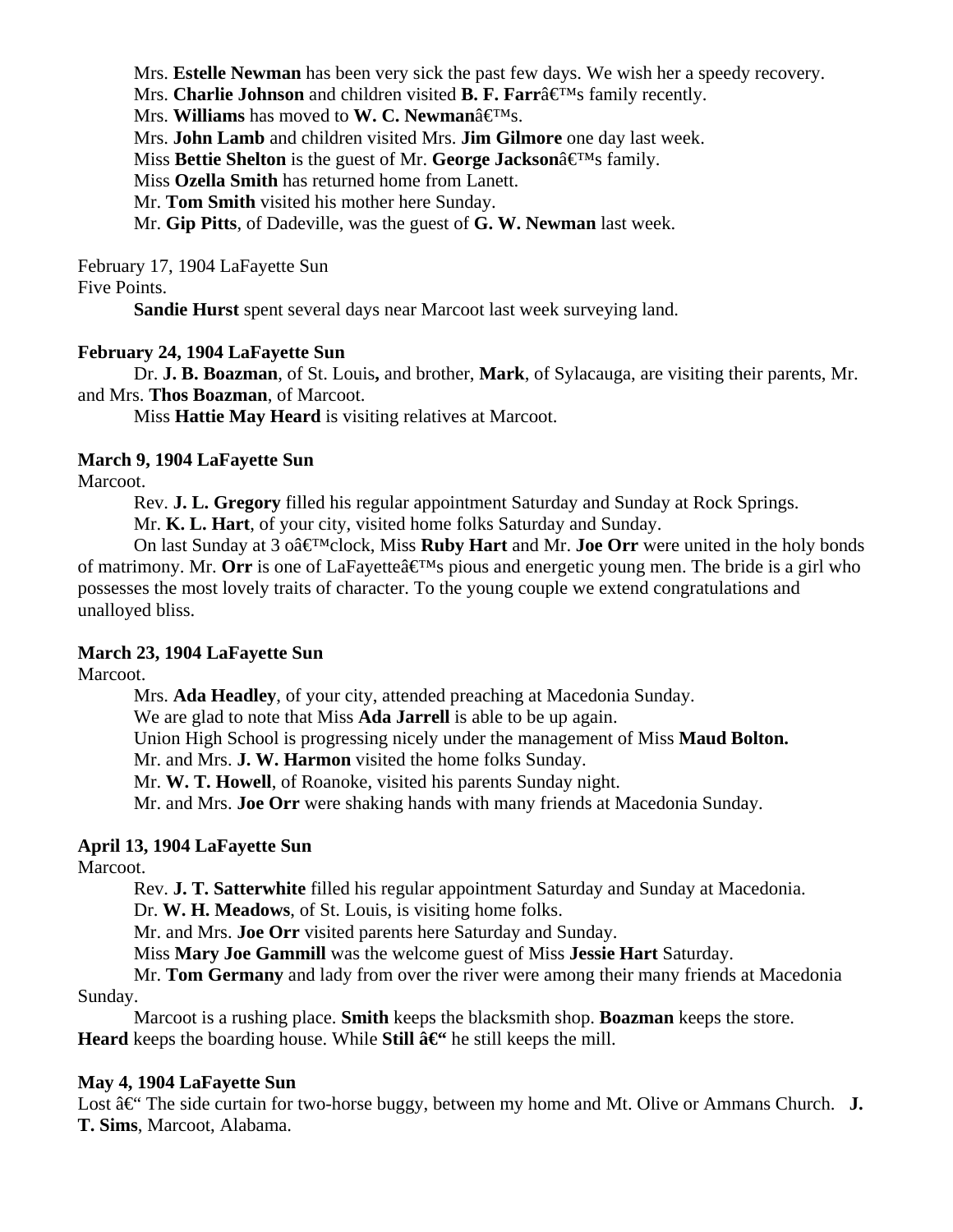Mrs. **Estelle Newman** has been very sick the past few days. We wish her a speedy recovery.

Mrs. **Charlie Johnson** and children visited **B. F. Farr**â€™s family recently.

Mrs. **Williams** has moved to **W. C. Newman**â€™s.

Mrs. **John Lamb** and children visited Mrs. **Jim Gilmore** one day last week.

Miss **Bettie Shelton** is the guest of Mr. **George Jackson**â€™s family.

Miss **Ozella Smith** has returned home from Lanett.

Mr. **Tom Smith** visited his mother here Sunday.

Mr. **Gip Pitts**, of Dadeville, was the guest of **G. W. Newman** last week.

February 17, 1904 LaFayette Sun
Five Points.

**Sandie Hurst** spent several days near Marcoot last week surveying land.

**February 24, 1904 LaFayette Sun**

Dr. **J. B. Boazman**, of St. Louis**,** and brother, **Mark**, of Sylacauga, are visiting their parents, Mr. and Mrs. **Thos Boazman**, of Marcoot.

Miss **Hattie May Heard** is visiting relatives at Marcoot.

**March 9, 1904 LaFayette Sun**
Marcoot.

Rev. **J. L. Gregory** filled his regular appointment Saturday and Sunday at Rock Springs.

Mr. **K. L. Hart**, of your city, visited home folks Saturday and Sunday.

On last Sunday at 3 oâ€™clock, Miss **Ruby Hart** and Mr. **Joe Orr** were united in the holy bonds of matrimony. Mr. **Orr** is one of LaFayetteâ€™s pious and energetic young men. The bride is a girl who possesses the most lovely traits of character. To the young couple we extend congratulations and unalloyed bliss.

**March 23, 1904 LaFayette Sun**
Marcoot.

Mrs. **Ada Headley**, of your city, attended preaching at Macedonia Sunday.

We are glad to note that Miss **Ada Jarrell** is able to be up again.

Union High School is progressing nicely under the management of Miss **Maud Bolton.**

Mr. and Mrs. **J. W. Harmon** visited the home folks Sunday.

Mr. **W. T. Howell**, of Roanoke, visited his parents Sunday night.

Mr. and Mrs. **Joe Orr** were shaking hands with many friends at Macedonia Sunday.

**April 13, 1904 LaFayette Sun**
Marcoot.

Rev. **J. T. Satterwhite** filled his regular appointment Saturday and Sunday at Macedonia.

Dr. **W. H. Meadows**, of St. Louis, is visiting home folks.

Mr. and Mrs. **Joe Orr** visited parents here Saturday and Sunday.

Miss **Mary Joe Gammill** was the welcome guest of Miss **Jessie Hart** Saturday.

Mr. **Tom Germany** and lady from over the river were among their many friends at Macedonia Sunday.

Marcoot is a rushing place. **Smith** keeps the blacksmith shop. **Boazman** keeps the store. **Heard** keeps the boarding house. While **Still â€“** he still keeps the mill.

**May 4, 1904 LaFayette Sun**
Lost â€“ The side curtain for two-horse buggy, between my home and Mt. Olive or Ammans Church. **J. T. Sims**, Marcoot, Alabama.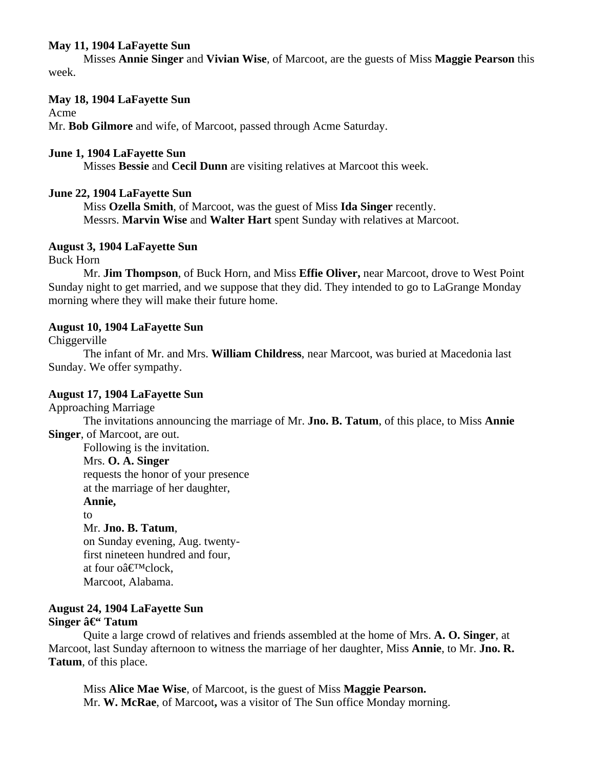**May 11, 1904 LaFayette Sun**

Misses **Annie Singer** and **Vivian Wise**, of Marcoot, are the guests of Miss **Maggie Pearson** this week.

**May 18, 1904 LaFayette Sun**

Acme

Mr. **Bob Gilmore** and wife, of Marcoot, passed through Acme Saturday.

**June 1, 1904 LaFayette Sun**

Misses **Bessie** and **Cecil Dunn** are visiting relatives at Marcoot this week.

**June 22, 1904 LaFayette Sun**

Miss **Ozella Smith**, of Marcoot, was the guest of Miss **Ida Singer** recently.

Messrs. **Marvin Wise** and **Walter Hart** spent Sunday with relatives at Marcoot.

**August 3, 1904 LaFayette Sun**

Buck Horn

Mr. **Jim Thompson**, of Buck Horn, and Miss **Effie Oliver,** near Marcoot, drove to West Point Sunday night to get married, and we suppose that they did. They intended to go to LaGrange Monday morning where they will make their future home.

**August 10, 1904 LaFayette Sun**

Chiggerville

The infant of Mr. and Mrs. **William Childress**, near Marcoot, was buried at Macedonia last Sunday. We offer sympathy.

**August 17, 1904 LaFayette Sun**

Approaching Marriage

The invitations announcing the marriage of Mr. **Jno. B. Tatum**, of this place, to Miss **Annie Singer**, of Marcoot, are out.

Following is the invitation.

Mrs. **O. A. Singer**
requests the honor of your presence
at the marriage of her daughter,
**Annie,**
to
Mr. **Jno. B. Tatum**,
on Sunday evening, Aug. twenty-
first nineteen hundred and four,
at four oâ€™clock,
Marcoot, Alabama.

**August 24, 1904 LaFayette Sun**

**Singer â€“ Tatum**

Quite a large crowd of relatives and friends assembled at the home of Mrs. **A. O. Singer**, at Marcoot, last Sunday afternoon to witness the marriage of her daughter, Miss **Annie**, to Mr. **Jno. R. Tatum**, of this place.

Miss **Alice Mae Wise**, of Marcoot, is the guest of Miss **Maggie Pearson.**

Mr. **W. McRae**, of Marcoot**,** was a visitor of The Sun office Monday morning.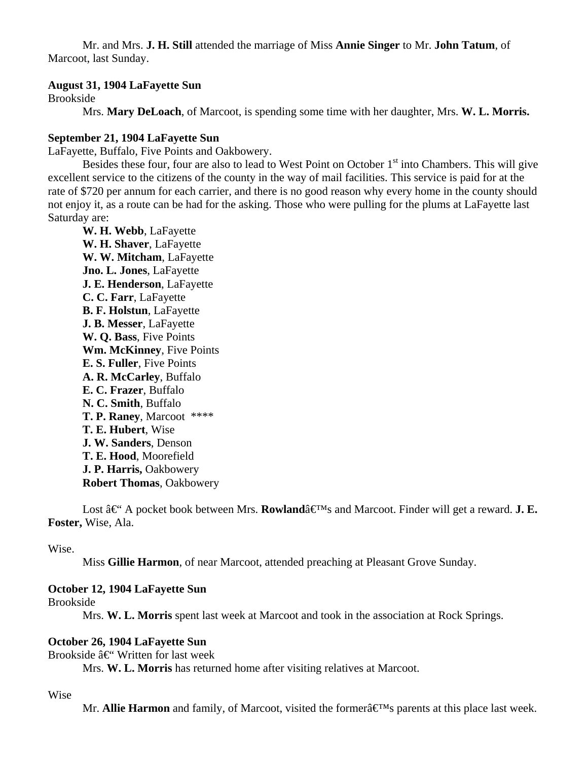Mr. and Mrs. **J. H. Still** attended the marriage of Miss **Annie Singer** to Mr. **John Tatum**, of Marcoot, last Sunday.

**August 31, 1904 LaFayette Sun**

Brookside

Mrs. **Mary DeLoach**, of Marcoot, is spending some time with her daughter, Mrs. **W. L. Morris.**

**September 21, 1904 LaFayette Sun**

LaFayette, Buffalo, Five Points and Oakbowery.

Besides these four, four are also to lead to West Point on October 1st into Chambers. This will give excellent service to the citizens of the county in the way of mail facilities. This service is paid for at the rate of $720 per annum for each carrier, and there is no good reason why every home in the county should not enjoy it, as a route can be had for the asking. Those who were pulling for the plums at LaFayette last Saturday are:

**W. H. Webb**, LaFayette
**W. H. Shaver**, LaFayette
**W. W. Mitcham**, LaFayette
**Jno. L. Jones**, LaFayette
**J. E. Henderson**, LaFayette
**C. C. Farr**, LaFayette
**B. F. Holstun**, LaFayette
**J. B. Messer**, LaFayette
**W. Q. Bass**, Five Points
**Wm. McKinney**, Five Points
**E. S. Fuller**, Five Points
**A. R. McCarley**, Buffalo
**E. C. Frazer**, Buffalo
**N. C. Smith**, Buffalo
**T. P. Raney**, Marcoot ****
**T. E. Hubert**, Wise
**J. W. Sanders**, Denson
**T. E. Hood**, Moorefield
**J. P. Harris,** Oakbowery
**Robert Thomas**, Oakbowery

Lost â€“ A pocket book between Mrs. **Rowland**â€™s and Marcoot. Finder will get a reward. **J. E. Foster,** Wise, Ala.

Wise.

Miss **Gillie Harmon**, of near Marcoot, attended preaching at Pleasant Grove Sunday.

**October 12, 1904 LaFayette Sun**

Brookside

Mrs. **W. L. Morris** spent last week at Marcoot and took in the association at Rock Springs.

**October 26, 1904 LaFayette Sun**

Brookside â€“ Written for last week

Mrs. **W. L. Morris** has returned home after visiting relatives at Marcoot.

Wise

Mr. **Allie Harmon** and family, of Marcoot, visited the formerâ€™s parents at this place last week.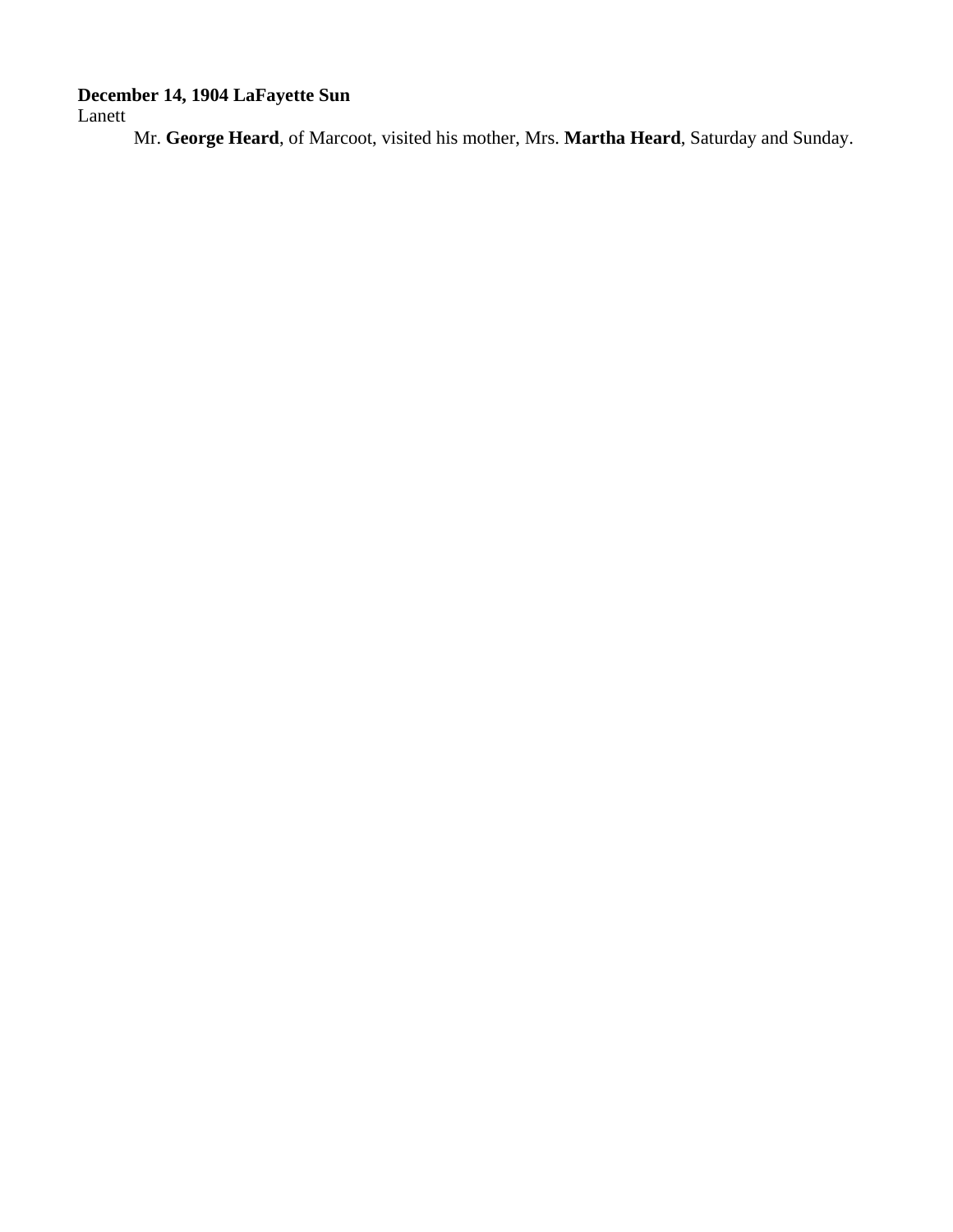**December 14, 1904 LaFayette Sun**

Lanett

Mr. **George Heard**, of Marcoot, visited his mother, Mrs. **Martha Heard**, Saturday and Sunday.